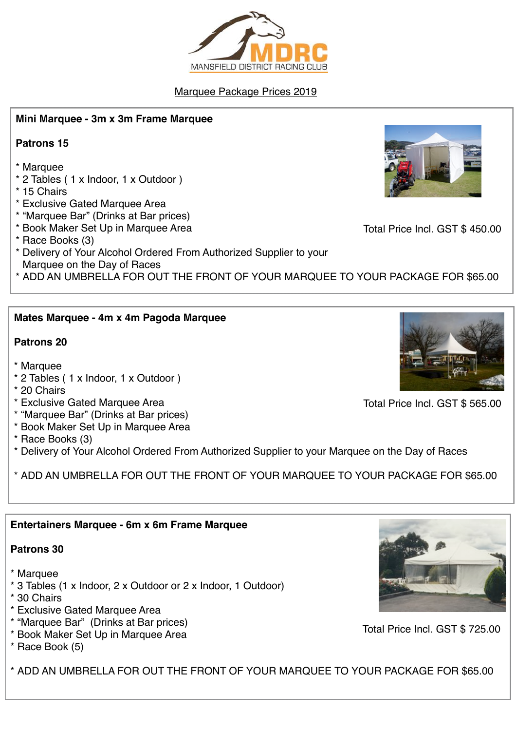MDRC
MANSFIELD DISTRICT RACING CLUB

# Marquee Package Prices 2019

## Mini Marquee - 3m x 3m Frame Marquee

**Patrons 15**

* Marquee
* 2 Tables ( 1 x Indoor, 1 x Outdoor )
* 15 Chairs
* Exclusive Gated Marquee Area
* "Marquee Bar" (Drinks at Bar prices)
* Book Maker Set Up in Marquee Area
* Race Books (3)
* Delivery of Your Alcohol Ordered From Authorized Supplier to your Marquee on the Day of Races
* ADD AN UMBRELLA FOR OUT THE FRONT OF YOUR MARQUEE TO YOUR PACKAGE FOR $65.00

Total Price Incl. GST $ 450.00

## Mates Marquee - 4m x 4m Pagoda Marquee

**Patrons 20**

* Marquee
* 2 Tables ( 1 x Indoor, 1 x Outdoor )
* 20 Chairs
* Exclusive Gated Marquee Area
* "Marquee Bar" (Drinks at Bar prices)
* Book Maker Set Up in Marquee Area
* Race Books (3)
* Delivery of Your Alcohol Ordered From Authorized Supplier to your Marquee on the Day of Races

* ADD AN UMBRELLA FOR OUT THE FRONT OF YOUR MARQUEE TO YOUR PACKAGE FOR $65.00

Total Price Incl. GST $ 565.00

## Entertainers Marquee - 6m x 6m Frame Marquee

**Patrons 30**

* Marquee
* 3 Tables (1 x Indoor, 2 x Outdoor or 2 x Indoor, 1 Outdoor)
* 30 Chairs
* Exclusive Gated Marquee Area
* "Marquee Bar" (Drinks at Bar prices)
* Book Maker Set Up in Marquee Area
* Race Book (5)

* ADD AN UMBRELLA FOR OUT THE FRONT OF YOUR MARQUEE TO YOUR PACKAGE FOR $65.00

Total Price Incl. GST $ 725.00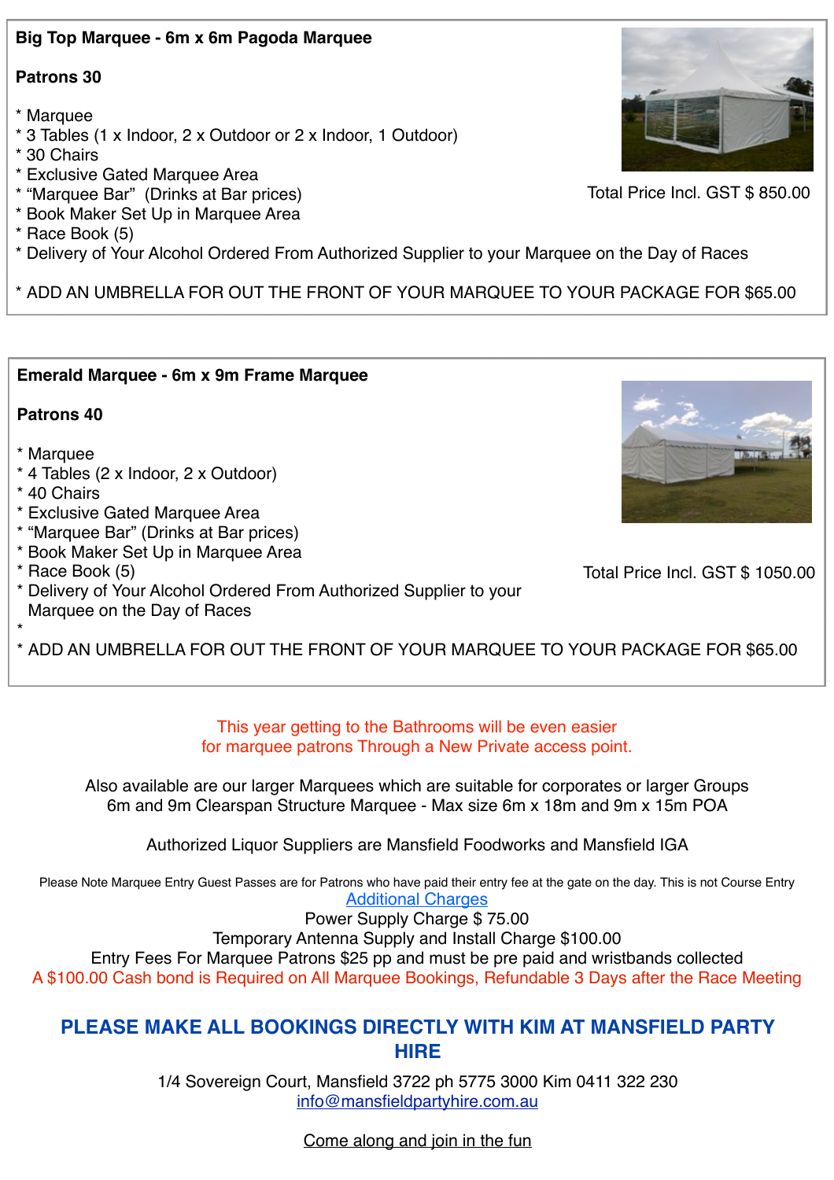**Big Top Marquee - 6m x 6m Pagoda Marquee**

**Patrons 30**

* Marquee
* 3 Tables (1 x Indoor, 2 x Outdoor or 2 x Indoor, 1 Outdoor)
* 30 Chairs
* Exclusive Gated Marquee Area
* "Marquee Bar" (Drinks at Bar prices)
* Book Maker Set Up in Marquee Area
* Race Book (5)
* Delivery of Your Alcohol Ordered From Authorized Supplier to your Marquee on the Day of Races

Total Price Incl. GST $ 850.00

* ADD AN UMBRELLA FOR OUT THE FRONT OF YOUR MARQUEE TO YOUR PACKAGE FOR $65.00

**Emerald Marquee - 6m x 9m Frame Marquee**

**Patrons 40**

* Marquee
* 4 Tables (2 x Indoor, 2 x Outdoor)
* 40 Chairs
* Exclusive Gated Marquee Area
* "Marquee Bar" (Drinks at Bar prices)
* Book Maker Set Up in Marquee Area
* Race Book (5)
* Delivery of Your Alcohol Ordered From Authorized Supplier to your Marquee on the Day of Races

Total Price Incl. GST $ 1050.00

* ADD AN UMBRELLA FOR OUT THE FRONT OF YOUR MARQUEE TO YOUR PACKAGE FOR $65.00

This year getting to the Bathrooms will be even easier
for marquee patrons Through a New Private access point.

Also available are our larger Marquees which are suitable for corporates or larger Groups
6m and 9m Clearspan Structure Marquee - Max size 6m x 18m and 9m x 15m POA

Authorized Liquor Suppliers are Mansfield Foodworks and Mansfield IGA

Please Note Marquee Entry Guest Passes are for Patrons who have paid their entry fee at the gate on the day. This is not Course Entry

Additional Charges

Power Supply Charge $ 75.00
Temporary Antenna Supply and Install Charge $100.00
Entry Fees For Marquee Patrons $25 pp and must be pre paid and wristbands collected
A $100.00 Cash bond is Required on All Marquee Bookings, Refundable 3 Days after the Race Meeting

## PLEASE MAKE ALL BOOKINGS DIRECTLY WITH KIM AT MANSFIELD PARTY HIRE

1/4 Sovereign Court, Mansfield 3722 ph 5775 3000 Kim 0411 322 230
info@mansfieldpartyhire.com.au

Come along and join in the fun